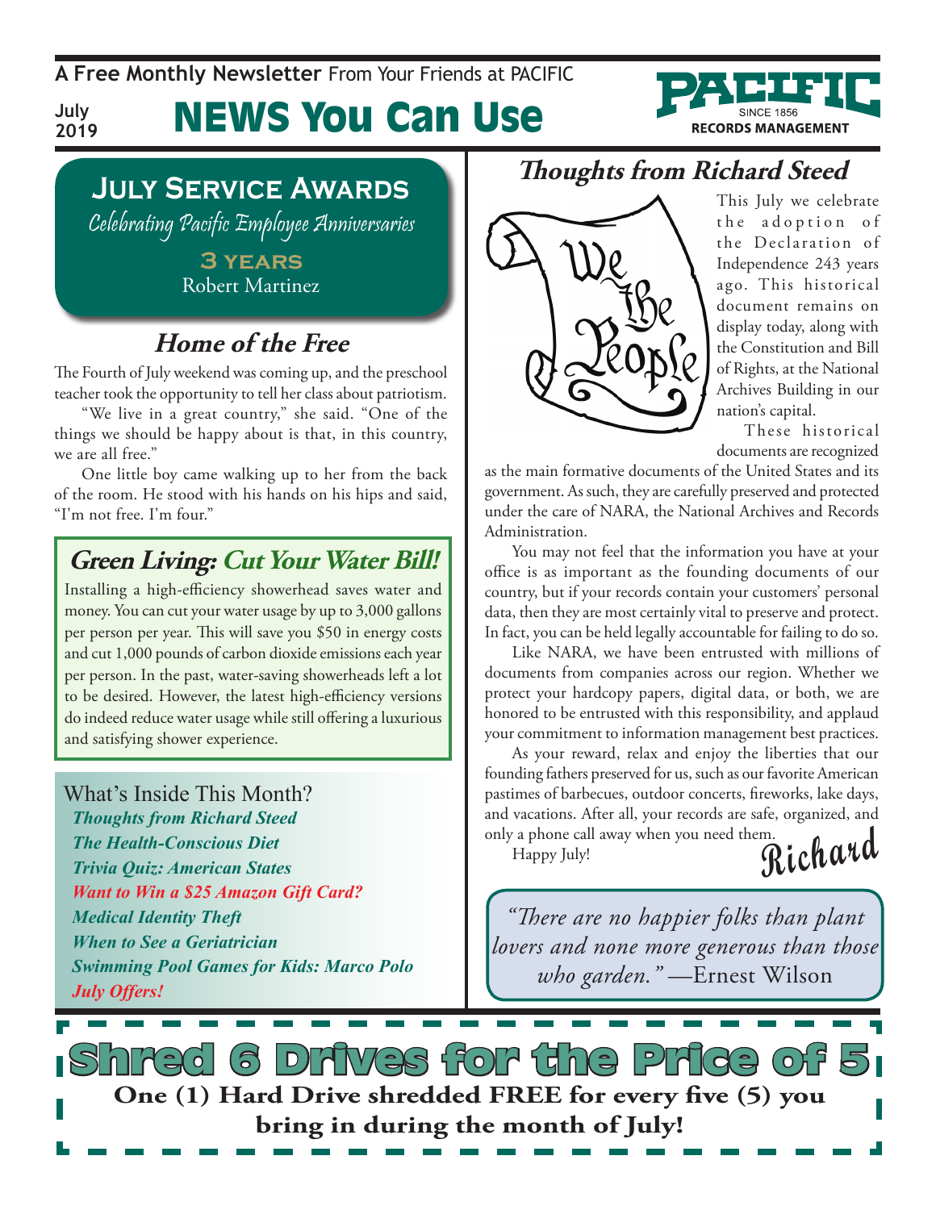A **Free Monthly Newsletter** From Your Friends at PACIFIC

July 2019

# NEWS You Can Use

PACIFIC SINCE 1856 RECORDS MANAGEMENT

## July Service Awards

*Celebrating Pacific Employee Anniversaries*

**3 years**
Robert Martinez

## *Home of the Free*

The Fourth of July weekend was coming up, and the preschool teacher took the opportunity to tell her class about patriotism.

"We live in a great country," she said. "One of the things we should be happy about is that, in this country, we are all free."

One little boy came walking up to her from the back of the room. He stood with his hands on his hips and said, "I'm not free. I'm four."

## *Green Living: Cut Your Water Bill!*

Installing a high-efficiency showerhead saves water and money. You can cut your water usage by up to 3,000 gallons per person per year. This will save you $50 in energy costs and cut 1,000 pounds of carbon dioxide emissions each year per person. In the past, water-saving showerheads left a lot to be desired. However, the latest high-efficiency versions do indeed reduce water usage while still offering a luxurious and satisfying shower experience.

### What's Inside This Month?

- *Thoughts from Richard Steed*
- *The Health-Conscious Diet*
- *Trivia Quiz: American States*
- *Want to Win a $25 Amazon Gift Card?*
- *Medical Identity Theft*
- *When to See a Geriatrician*
- *Swimming Pool Games for Kids: Marco Polo*
- *July Offers!*

## *Thoughts from Richard Steed*

This July we celebrate the adoption of the Declaration of Independence 243 years ago. This historical document remains on display today, along with the Constitution and Bill of Rights, at the National Archives Building in our nation's capital.

These historical documents are recognized as the main formative documents of the United States and its government. As such, they are carefully preserved and protected under the care of NARA, the National Archives and Records Administration.

You may not feel that the information you have at your office is as important as the founding documents of our country, but if your records contain your customers' personal data, then they are most certainly vital to preserve and protect. In fact, you can be held legally accountable for failing to do so.

Like NARA, we have been entrusted with millions of documents from companies across our region. Whether we protect your hardcopy papers, digital data, or both, we are honored to be entrusted with this responsibility, and applaud your commitment to information management best practices.

As your reward, relax and enjoy the liberties that our founding fathers preserved for us, such as our favorite American pastimes of barbecues, outdoor concerts, fireworks, lake days, and vacations. After all, your records are safe, organized, and only a phone call away when you need them.

Happy July!

Richard

> *"There are no happier folks than plant lovers and none more generous than those who garden."* —Ernest Wilson

## Shred 6 Drives for the Price of 5

**One (1) Hard Drive shredded FREE for every five (5) you bring in during the month of July!**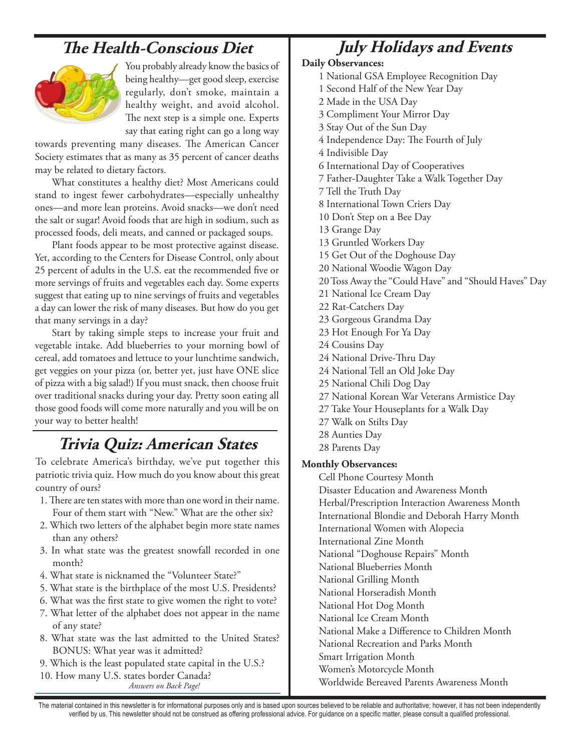## The Health-Conscious Diet

You probably already know the basics of being healthy—get good sleep, exercise regularly, don't smoke, maintain a healthy weight, and avoid alcohol. The next step is a simple one. Experts say that eating right can go a long way towards preventing many diseases. The American Cancer Society estimates that as many as 35 percent of cancer deaths may be related to dietary factors.

What constitutes a healthy diet? Most Americans could stand to ingest fewer carbohydrates—especially unhealthy ones—and more lean proteins. Avoid snacks—we don't need the salt or sugar! Avoid foods that are high in sodium, such as processed foods, deli meats, and canned or packaged soups.

Plant foods appear to be most protective against disease. Yet, according to the Centers for Disease Control, only about 25 percent of adults in the U.S. eat the recommended five or more servings of fruits and vegetables each day. Some experts suggest that eating up to nine servings of fruits and vegetables a day can lower the risk of many diseases. But how do you get that many servings in a day?

Start by taking simple steps to increase your fruit and vegetable intake. Add blueberries to your morning bowl of cereal, add tomatoes and lettuce to your lunchtime sandwich, get veggies on your pizza (or, better yet, just have ONE slice of pizza with a big salad!) If you must snack, then choose fruit over traditional snacks during your day. Pretty soon eating all those good foods will come more naturally and you will be on your way to better health!

## Trivia Quiz: American States

To celebrate America's birthday, we've put together this patriotic trivia quiz. How much do you know about this great country of ours?

1. There are ten states with more than one word in their name. Four of them start with "New." What are the other six?
2. Which two letters of the alphabet begin more state names than any others?
3. In what state was the greatest snowfall recorded in one month?
4. What state is nicknamed the "Volunteer State?"
5. What state is the birthplace of the most U.S. Presidents?
6. What was the first state to give women the right to vote?
7. What letter of the alphabet does not appear in the name of any state?
8. What state was the last admitted to the United States? BONUS: What year was it admitted?
9. Which is the least populated state capital in the U.S.?
10. How many U.S. states border Canada?

*Answers on Back Page!*

## July Holidays and Events

**Daily Observances:**

1 National GSA Employee Recognition Day
1 Second Half of the New Year Day
2 Made in the USA Day
3 Compliment Your Mirror Day
3 Stay Out of the Sun Day
4 Independence Day: The Fourth of July
4 Indivisible Day
6 International Day of Cooperatives
7 Father-Daughter Take a Walk Together Day
7 Tell the Truth Day
8 International Town Criers Day
10 Don't Step on a Bee Day
13 Grange Day
13 Gruntled Workers Day
15 Get Out of the Doghouse Day
20 National Woodie Wagon Day
20 Toss Away the "Could Have" and "Should Haves" Day
21 National Ice Cream Day
22 Rat-Catchers Day
23 Gorgeous Grandma Day
23 Hot Enough For Ya Day
24 Cousins Day
24 National Drive-Thru Day
24 National Tell an Old Joke Day
25 National Chili Dog Day
27 National Korean War Veterans Armistice Day
27 Take Your Houseplants for a Walk Day
27 Walk on Stilts Day
28 Aunties Day
28 Parents Day

**Monthly Observances:**

Cell Phone Courtesy Month
Disaster Education and Awareness Month
Herbal/Prescription Interaction Awareness Month
International Blondie and Deborah Harry Month
International Women with Alopecia
International Zine Month
National "Doghouse Repairs" Month
National Blueberries Month
National Grilling Month
National Horseradish Month
National Hot Dog Month
National Ice Cream Month
National Make a Difference to Children Month
National Recreation and Parks Month
Smart Irrigation Month
Women's Motorcycle Month
Worldwide Bereaved Parents Awareness Month

The material contained in this newsletter is for informational purposes only and is based upon sources believed to be reliable and authoritative; however, it has not been independently verified by us. This newsletter should not be construed as offering professional advice. For guidance on a specific matter, please consult a qualified professional.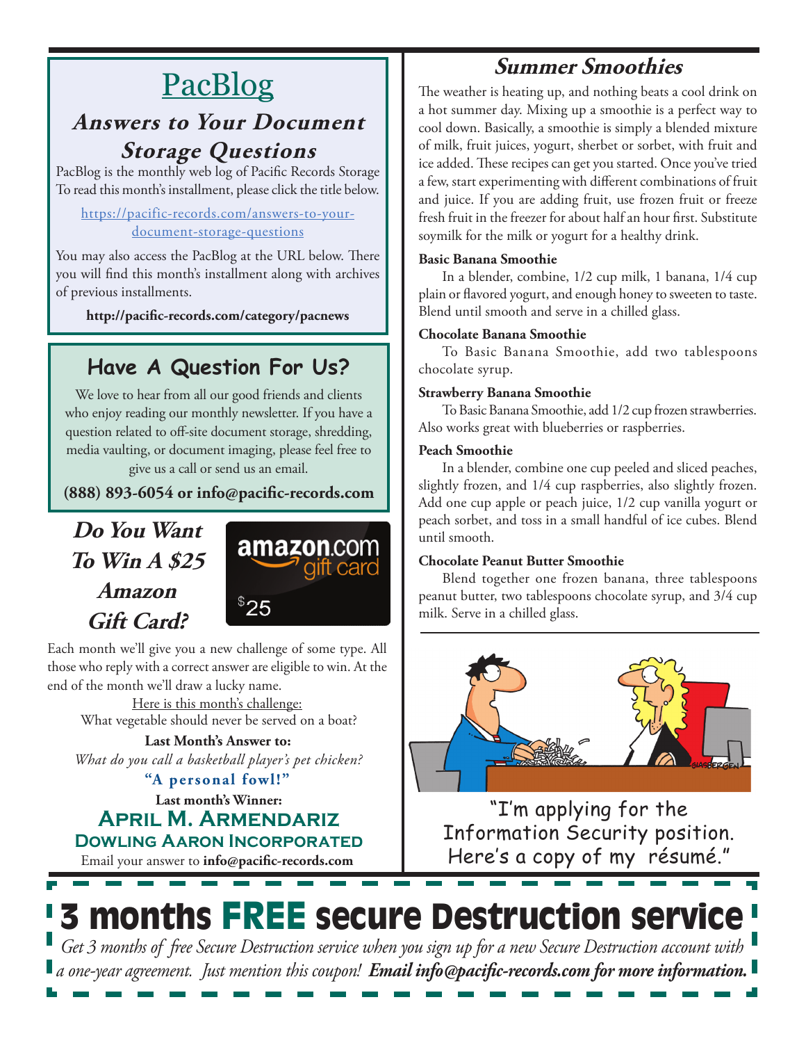# PacBlog

## *Answers to Your Document Storage Questions*

PacBlog is the monthly web log of Pacific Records Storage To read this month's installment, please click the title below.

https://pacific-records.com/answers-to-your-document-storage-questions

You may also access the PacBlog at the URL below. There you will find this month's installment along with archives of previous installments.

**http://pacific-records.com/category/pacnews**

## Have A Question For Us?

We love to hear from all our good friends and clients who enjoy reading our monthly newsletter. If you have a question related to off-site document storage, shredding, media vaulting, or document imaging, please feel free to give us a call or send us an email.

**(888) 893-6054 or info@pacific-records.com**

## *Do You Want To Win A $25 Amazon Gift Card?*

amazon.com gift card $25

Each month we'll give you a new challenge of some type. All those who reply with a correct answer are eligible to win. At the end of the month we'll draw a lucky name.

Here is this month's challenge:
What vegetable should never be served on a boat?

**Last Month's Answer to:**
*What do you call a basketball player's pet chicken?*

**"A personal fowl!"**

**Last month's Winner:**

**April M. Armendariz**
**Dowling Aaron Incorporated**

Email your answer to **info@pacific-records.com**

## *Summer Smoothies*

The weather is heating up, and nothing beats a cool drink on a hot summer day. Mixing up a smoothie is a perfect way to cool down. Basically, a smoothie is simply a blended mixture of milk, fruit juices, yogurt, sherbet or sorbet, with fruit and ice added. These recipes can get you started. Once you've tried a few, start experimenting with different combinations of fruit and juice. If you are adding fruit, use frozen fruit or freeze fresh fruit in the freezer for about half an hour first. Substitute soymilk for the milk or yogurt for a healthy drink.

**Basic Banana Smoothie**

In a blender, combine, 1/2 cup milk, 1 banana, 1/4 cup plain or flavored yogurt, and enough honey to sweeten to taste. Blend until smooth and serve in a chilled glass.

**Chocolate Banana Smoothie**

To Basic Banana Smoothie, add two tablespoons chocolate syrup.

**Strawberry Banana Smoothie**

To Basic Banana Smoothie, add 1/2 cup frozen strawberries. Also works great with blueberries or raspberries.

**Peach Smoothie**

In a blender, combine one cup peeled and sliced peaches, slightly frozen, and 1/4 cup raspberries, also slightly frozen. Add one cup apple or peach juice, 1/2 cup vanilla yogurt or peach sorbet, and toss in a small handful of ice cubes. Blend until smooth.

**Chocolate Peanut Butter Smoothie**

Blend together one frozen banana, three tablespoons peanut butter, two tablespoons chocolate syrup, and 3/4 cup milk. Serve in a chilled glass.

"I'm applying for the Information Security position. Here's a copy of my résumé."

# 3 months FREE secure Destruction service

*Get 3 months of free Secure Destruction service when you sign up for a new Secure Destruction account with a one-year agreement. Just mention this coupon!* ***Email info@pacific-records.com for more information.***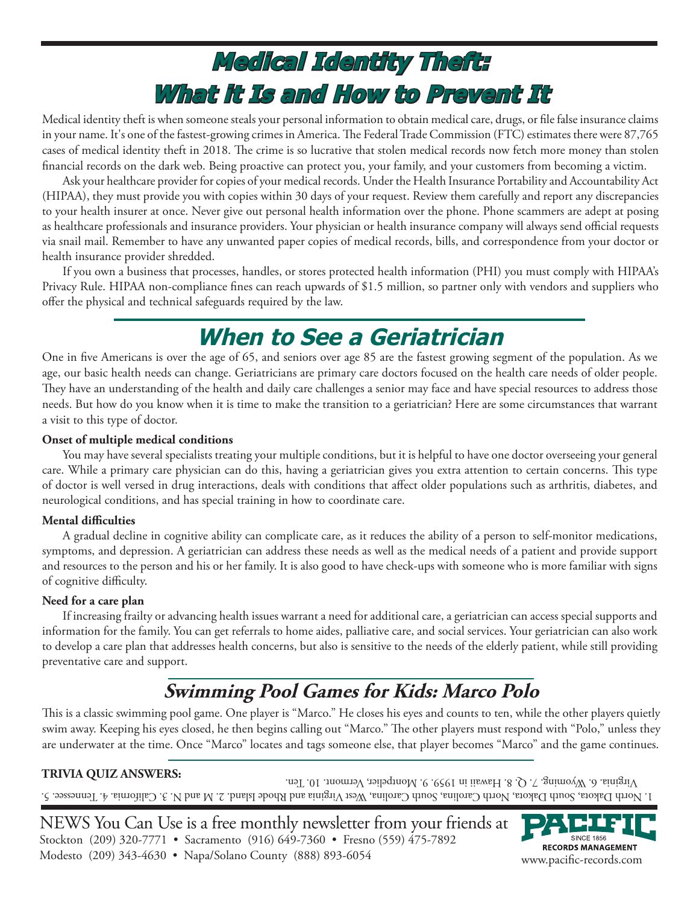# Medical Identity Theft: What it Is and How to Prevent It

Medical identity theft is when someone steals your personal information to obtain medical care, drugs, or file false insurance claims in your name. It's one of the fastest-growing crimes in America. The Federal Trade Commission (FTC) estimates there were 87,765 cases of medical identity theft in 2018. The crime is so lucrative that stolen medical records now fetch more money than stolen financial records on the dark web. Being proactive can protect you, your family, and your customers from becoming a victim.

Ask your healthcare provider for copies of your medical records. Under the Health Insurance Portability and Accountability Act (HIPAA), they must provide you with copies within 30 days of your request. Review them carefully and report any discrepancies to your health insurer at once. Never give out personal health information over the phone. Phone scammers are adept at posing as healthcare professionals and insurance providers. Your physician or health insurance company will always send official requests via snail mail. Remember to have any unwanted paper copies of medical records, bills, and correspondence from your doctor or health insurance provider shredded.

If you own a business that processes, handles, or stores protected health information (PHI) you must comply with HIPAA's Privacy Rule. HIPAA non-compliance fines can reach upwards of $1.5 million, so partner only with vendors and suppliers who offer the physical and technical safeguards required by the law.

# When to See a Geriatrician

One in five Americans is over the age of 65, and seniors over age 85 are the fastest growing segment of the population. As we age, our basic health needs can change. Geriatricians are primary care doctors focused on the health care needs of older people. They have an understanding of the health and daily care challenges a senior may face and have special resources to address those needs. But how do you know when it is time to make the transition to a geriatrician? Here are some circumstances that warrant a visit to this type of doctor.

**Onset of multiple medical conditions**

You may have several specialists treating your multiple conditions, but it is helpful to have one doctor overseeing your general care. While a primary care physician can do this, having a geriatrician gives you extra attention to certain concerns. This type of doctor is well versed in drug interactions, deals with conditions that affect older populations such as arthritis, diabetes, and neurological conditions, and has special training in how to coordinate care.

**Mental difficulties**

A gradual decline in cognitive ability can complicate care, as it reduces the ability of a person to self-monitor medications, symptoms, and depression. A geriatrician can address these needs as well as the medical needs of a patient and provide support and resources to the person and his or her family. It is also good to have check-ups with someone who is more familiar with signs of cognitive difficulty.

**Need for a care plan**

If increasing frailty or advancing health issues warrant a need for additional care, a geriatrician can access special supports and information for the family. You can get referrals to home aides, palliative care, and social services. Your geriatrician can also work to develop a care plan that addresses health concerns, but also is sensitive to the needs of the elderly patient, while still providing preventative care and support.

# *Swimming Pool Games for Kids: Marco Polo*

This is a classic swimming pool game. One player is "Marco." He closes his eyes and counts to ten, while the other players quietly swim away. Keeping his eyes closed, he then begins calling out "Marco." The other players must respond with "Polo," unless they are underwater at the time. Once "Marco" locates and tags someone else, that player becomes "Marco" and the game continues.

**TRIVIA QUIZ ANSWERS:**

1. North Dakota, South Dakota, North Carolina, South Carolina, West Virginia and Rhode Island. 2. M and N. 3. California. 4. Tennessee. 5. Virginia. 6. Wyoming. 7. Q. 8. Hawaii in 1959. 9. Montpelier, Vermont. 10. Ten.

NEWS You Can Use is a free monthly newsletter from your friends at

Stockton (209) 320-7771 • Sacramento (916) 649-7360 • Fresno (559) 475-7892
Modesto (209) 343-4630 • Napa/Solano County (888) 893-6054

PACIFIC SINCE 1856 RECORDS MANAGEMENT
www.pacific-records.com